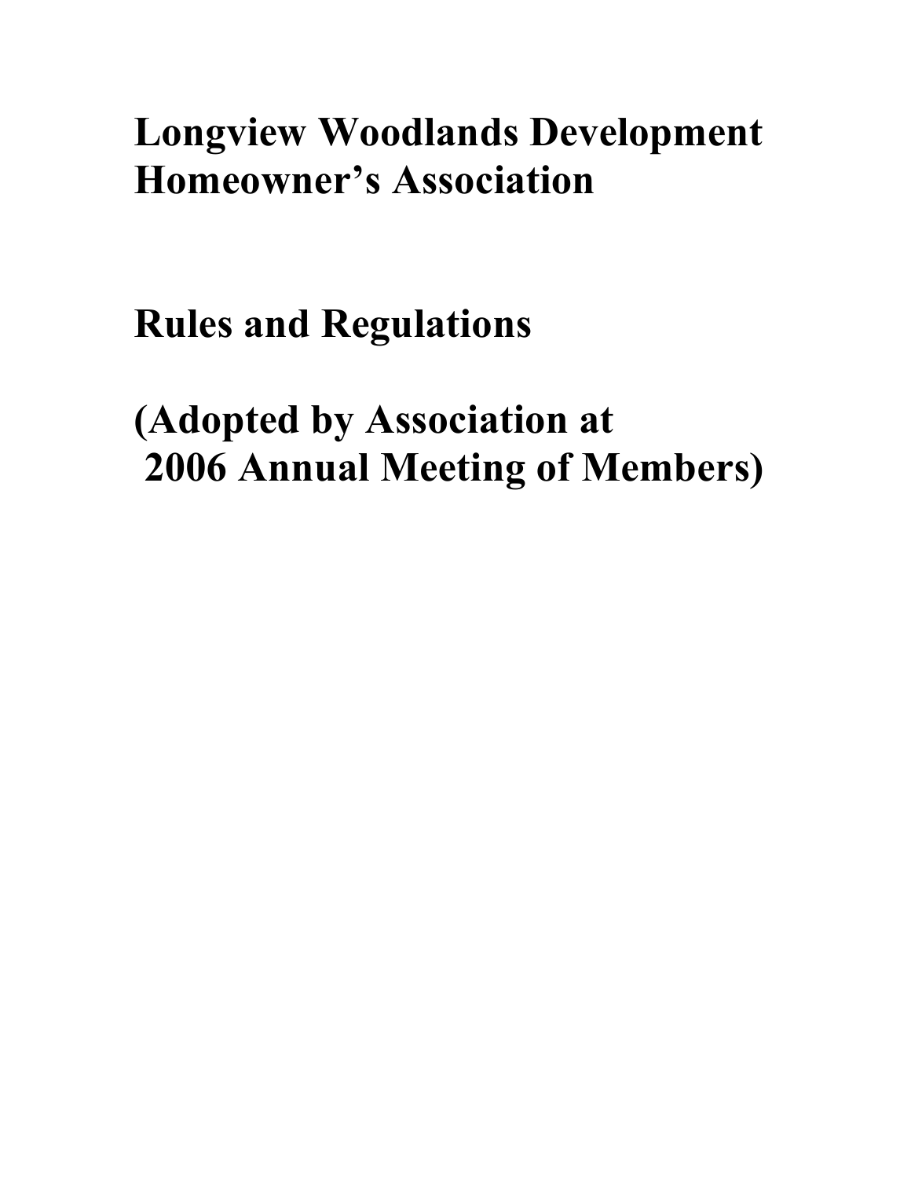# Longview Woodlands Development Homeowner's Association

# Rules and Regulations

# (Adopted by Association at 2006 Annual Meeting of Members)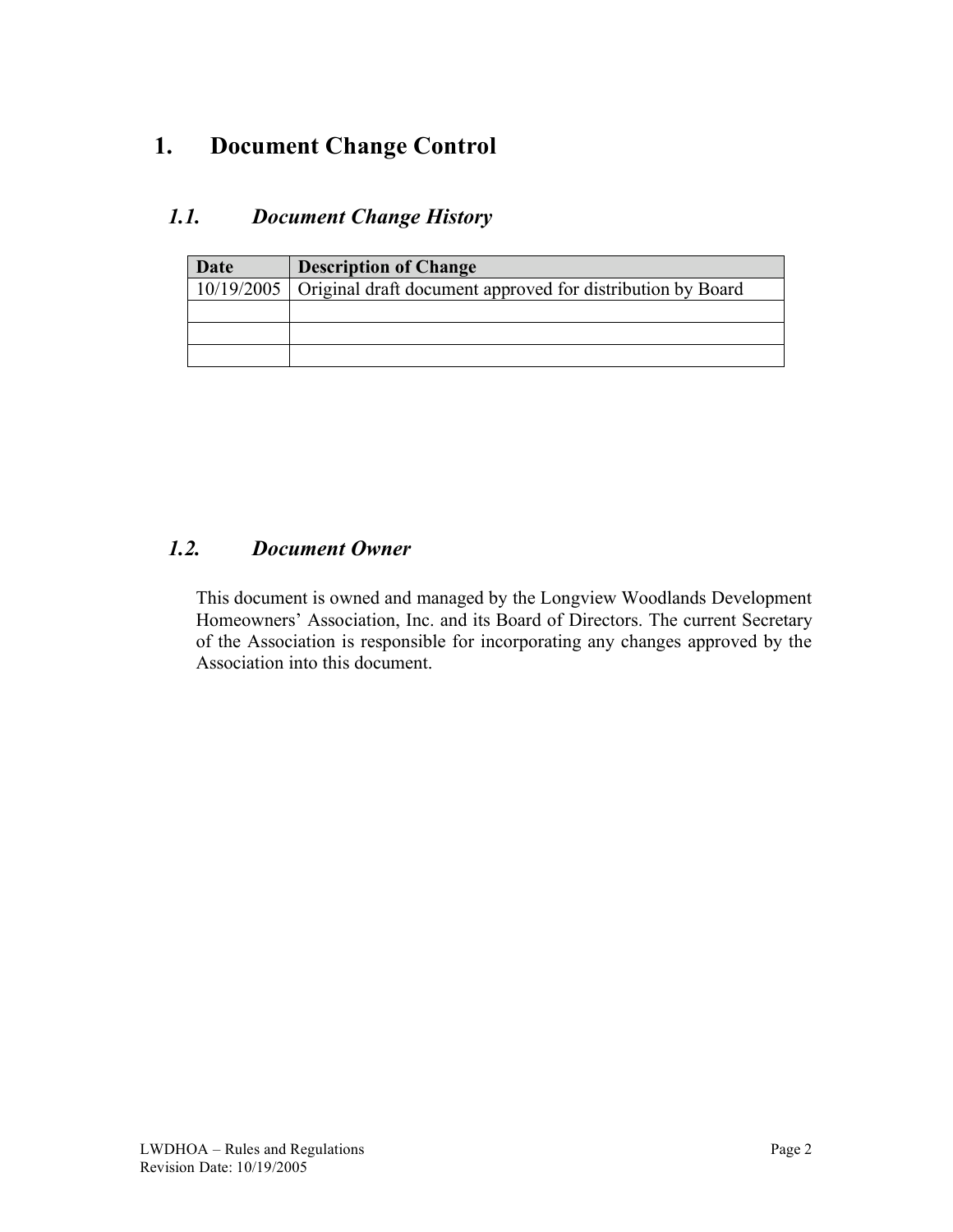# 1. Document Change Control

## *1.1. Document Change History*

| Date | Description of Change |
| --- | --- |
| 10/19/2005 | Original draft document approved for distribution by Board |
| | |
| | |
| | |

## *1.2. Document Owner*

This document is owned and managed by the Longview Woodlands Development Homeowners' Association, Inc. and its Board of Directors. The current Secretary of the Association is responsible for incorporating any changes approved by the Association into this document.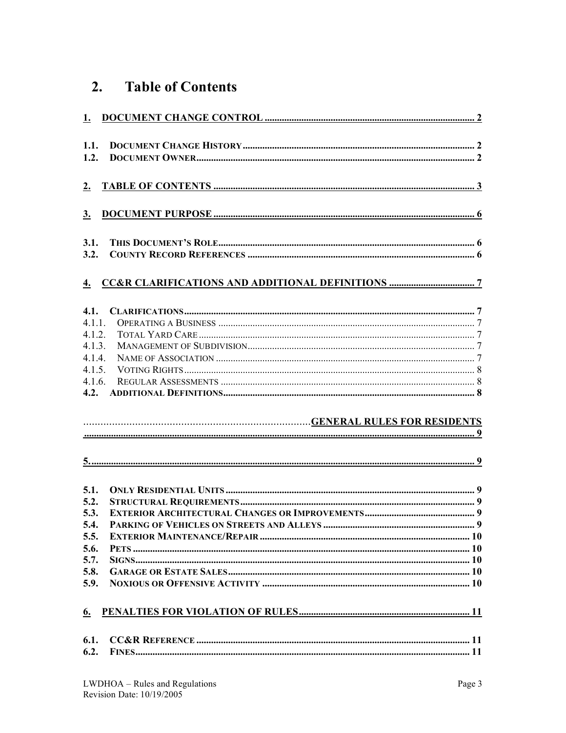# 2. Table of Contents

1. DOCUMENT CHANGE CONTROL ..................... 2

1.1. DOCUMENT CHANGE HISTORY ..................... 2
1.2. DOCUMENT OWNER ..................... 2

2. TABLE OF CONTENTS ..................... 3

3. DOCUMENT PURPOSE ..................... 6

3.1. THIS DOCUMENT'S ROLE ..................... 6
3.2. COUNTY RECORD REFERENCES ..................... 6

4. CC&R CLARIFICATIONS AND ADDITIONAL DEFINITIONS ..................... 7

4.1. CLARIFICATIONS ..................... 7
4.1.1. OPERATING A BUSINESS ..................... 7
4.1.2. TOTAL YARD CARE ..................... 7
4.1.3. MANAGEMENT OF SUBDIVISION ..................... 7
4.1.4. NAME OF ASSOCIATION ..................... 7
4.1.5. VOTING RIGHTS ..................... 8
4.1.6. REGULAR ASSESSMENTS ..................... 8
4.2. ADDITIONAL DEFINITIONS ..................... 8

..................... GENERAL RULES FOR RESIDENTS ..................... 9

5. ..................... 9

5.1. ONLY RESIDENTIAL UNITS ..................... 9
5.2. STRUCTURAL REQUIREMENTS ..................... 9
5.3. EXTERIOR ARCHITECTURAL CHANGES OR IMPROVEMENTS ..................... 9
5.4. PARKING OF VEHICLES ON STREETS AND ALLEYS ..................... 9
5.5. EXTERIOR MAINTENANCE/REPAIR ..................... 10
5.6. PETS ..................... 10
5.7. SIGNS ..................... 10
5.8. GARAGE OR ESTATE SALES ..................... 10
5.9. NOXIOUS OR OFFENSIVE ACTIVITY ..................... 10

6. PENALTIES FOR VIOLATION OF RULES ..................... 11

6.1. CC&R REFERENCE ..................... 11
6.2. FINES ..................... 11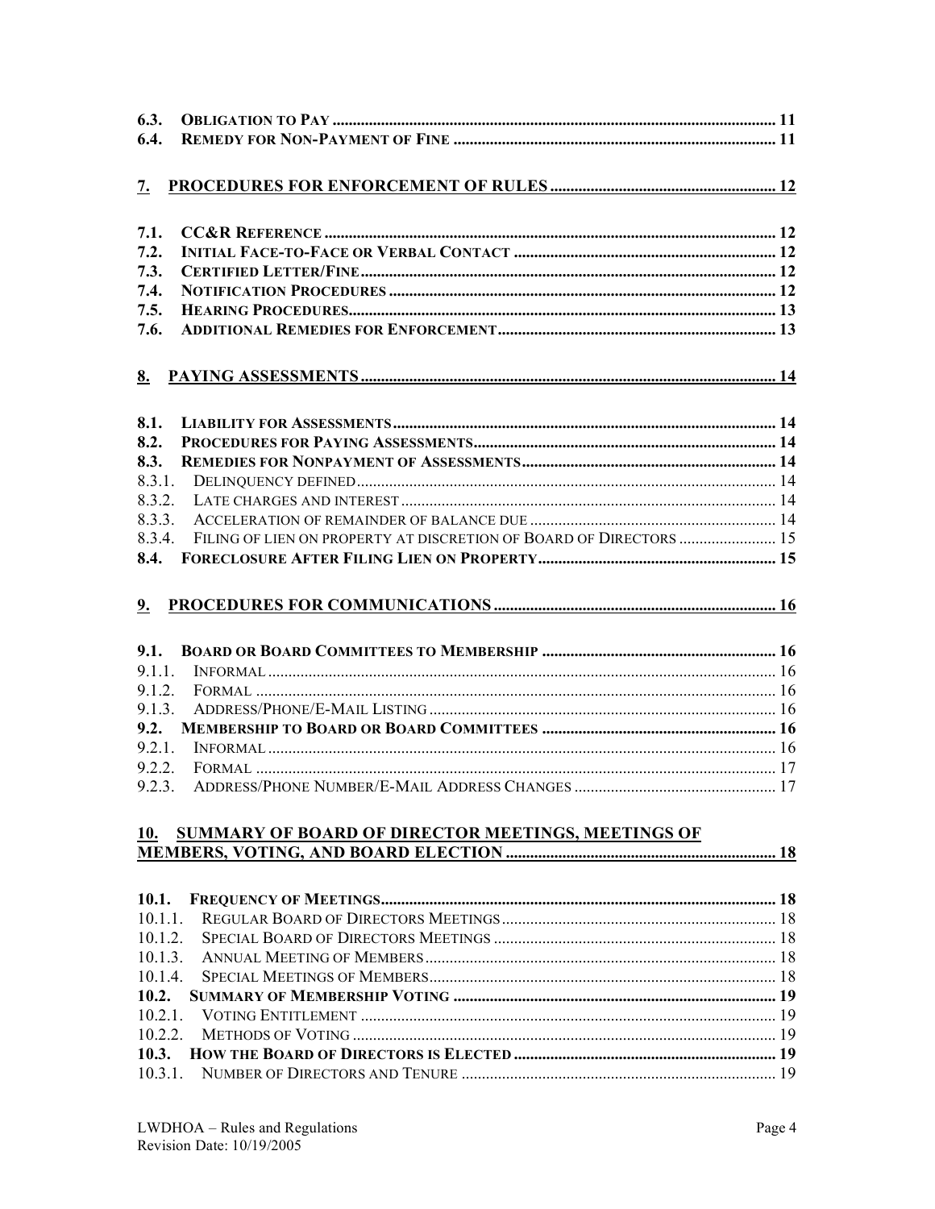6.3. **OBLIGATION TO PAY** ........ 11
6.4. **REMEDY FOR NON-PAYMENT OF FINE** ........ 11

**7. PROCEDURES FOR ENFORCEMENT OF RULES** ........ 12

7.1. **CC&R REFERENCE** ........ 12
7.2. **INITIAL FACE-TO-FACE OR VERBAL CONTACT** ........ 12
7.3. **CERTIFIED LETTER/FINE** ........ 12
7.4. **NOTIFICATION PROCEDURES** ........ 12
7.5. **HEARING PROCEDURES** ........ 13
7.6. **ADDITIONAL REMEDIES FOR ENFORCEMENT** ........ 13

**8. PAYING ASSESSMENTS** ........ 14

8.1. **LIABILITY FOR ASSESSMENTS** ........ 14
8.2. **PROCEDURES FOR PAYING ASSESSMENTS** ........ 14
8.3. **REMEDIES FOR NONPAYMENT OF ASSESSMENTS** ........ 14
8.3.1. DELINQUENCY DEFINED ........ 14
8.3.2. LATE CHARGES AND INTEREST ........ 14
8.3.3. ACCELERATION OF REMAINDER OF BALANCE DUE ........ 14
8.3.4. FILING OF LIEN ON PROPERTY AT DISCRETION OF BOARD OF DIRECTORS ........ 15
8.4. **FORECLOSURE AFTER FILING LIEN ON PROPERTY** ........ 15

**9. PROCEDURES FOR COMMUNICATIONS** ........ 16

9.1. **BOARD OR BOARD COMMITTEES TO MEMBERSHIP** ........ 16
9.1.1. INFORMAL ........ 16
9.1.2. FORMAL ........ 16
9.1.3. ADDRESS/PHONE/E-MAIL LISTING ........ 16
9.2. **MEMBERSHIP TO BOARD OR BOARD COMMITTEES** ........ 16
9.2.1. INFORMAL ........ 16
9.2.2. FORMAL ........ 17
9.2.3. ADDRESS/PHONE NUMBER/E-MAIL ADDRESS CHANGES ........ 17

**10. SUMMARY OF BOARD OF DIRECTOR MEETINGS, MEETINGS OF MEMBERS, VOTING, AND BOARD ELECTION** ........ 18

10.1. **FREQUENCY OF MEETINGS** ........ 18
10.1.1. REGULAR BOARD OF DIRECTORS MEETINGS ........ 18
10.1.2. SPECIAL BOARD OF DIRECTORS MEETINGS ........ 18
10.1.3. ANNUAL MEETING OF MEMBERS ........ 18
10.1.4. SPECIAL MEETINGS OF MEMBERS ........ 18
10.2. **SUMMARY OF MEMBERSHIP VOTING** ........ 19
10.2.1. VOTING ENTITLEMENT ........ 19
10.2.2. METHODS OF VOTING ........ 19
10.3. **HOW THE BOARD OF DIRECTORS IS ELECTED** ........ 19
10.3.1. NUMBER OF DIRECTORS AND TENURE ........ 19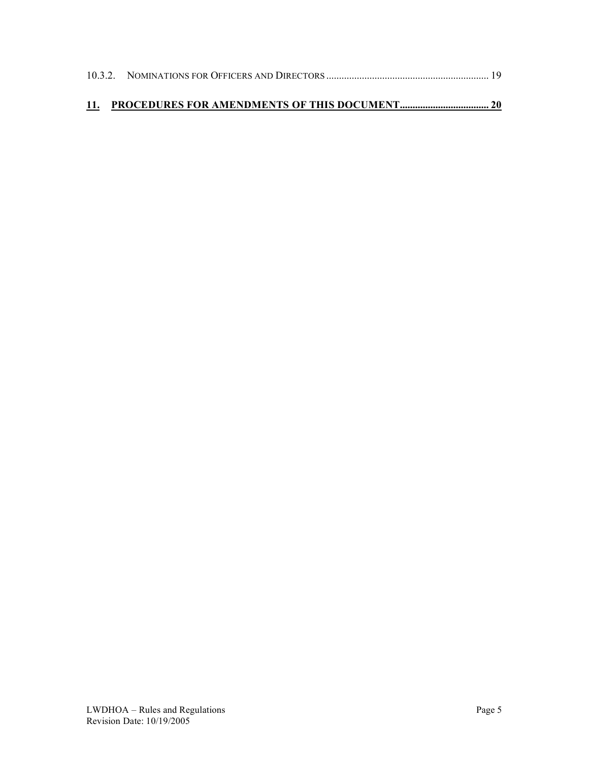10.3.2. NOMINATIONS FOR OFFICERS AND DIRECTORS ............................................................... 19

**11. PROCEDURES FOR AMENDMENTS OF THIS DOCUMENT.................................. 20**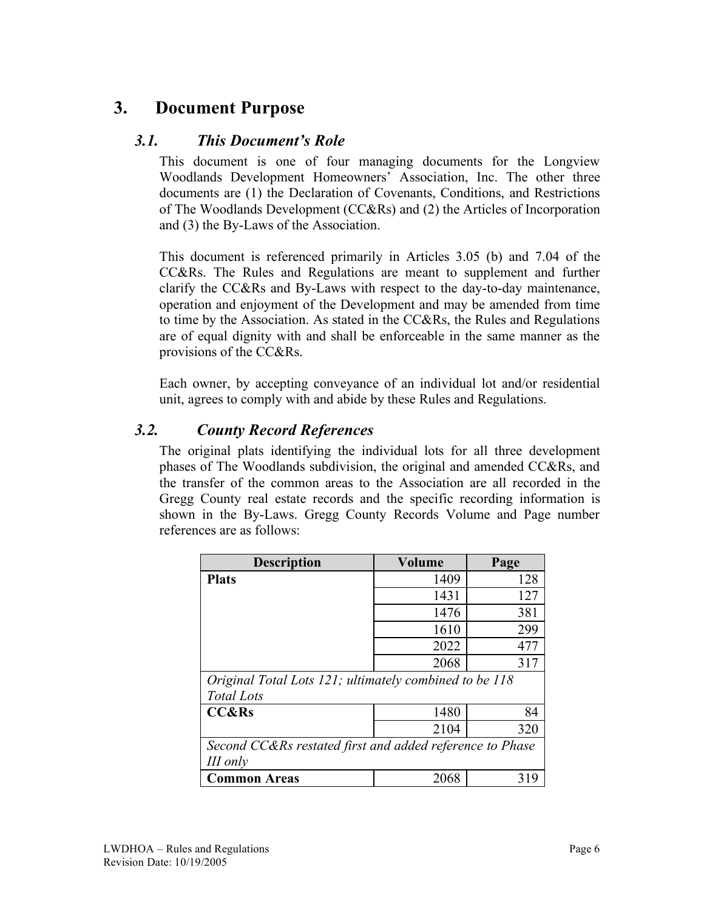# 3. Document Purpose

## *3.1. This Document's Role*

This document is one of four managing documents for the Longview Woodlands Development Homeowners' Association, Inc. The other three documents are (1) the Declaration of Covenants, Conditions, and Restrictions of The Woodlands Development (CC&Rs) and (2) the Articles of Incorporation and (3) the By-Laws of the Association.

This document is referenced primarily in Articles 3.05 (b) and 7.04 of the CC&Rs. The Rules and Regulations are meant to supplement and further clarify the CC&Rs and By-Laws with respect to the day-to-day maintenance, operation and enjoyment of the Development and may be amended from time to time by the Association. As stated in the CC&Rs, the Rules and Regulations are of equal dignity with and shall be enforceable in the same manner as the provisions of the CC&Rs.

Each owner, by accepting conveyance of an individual lot and/or residential unit, agrees to comply with and abide by these Rules and Regulations.

## *3.2. County Record References*

The original plats identifying the individual lots for all three development phases of The Woodlands subdivision, the original and amended CC&Rs, and the transfer of the common areas to the Association are all recorded in the Gregg County real estate records and the specific recording information is shown in the By-Laws. Gregg County Records Volume and Page number references are as follows:

| Description | Volume | Page |
|---|---|---|
| **Plats** | 1409 | 128 |
| | 1431 | 127 |
| | 1476 | 381 |
| | 1610 | 299 |
| | 2022 | 477 |
| | 2068 | 317 |
| *Original Total Lots 121; ultimately combined to be 118 Total Lots* | | |
| **CC&Rs** | 1480 | 84 |
| | 2104 | 320 |
| *Second CC&Rs restated first and added reference to Phase III only* | | |
| **Common Areas** | 2068 | 319 |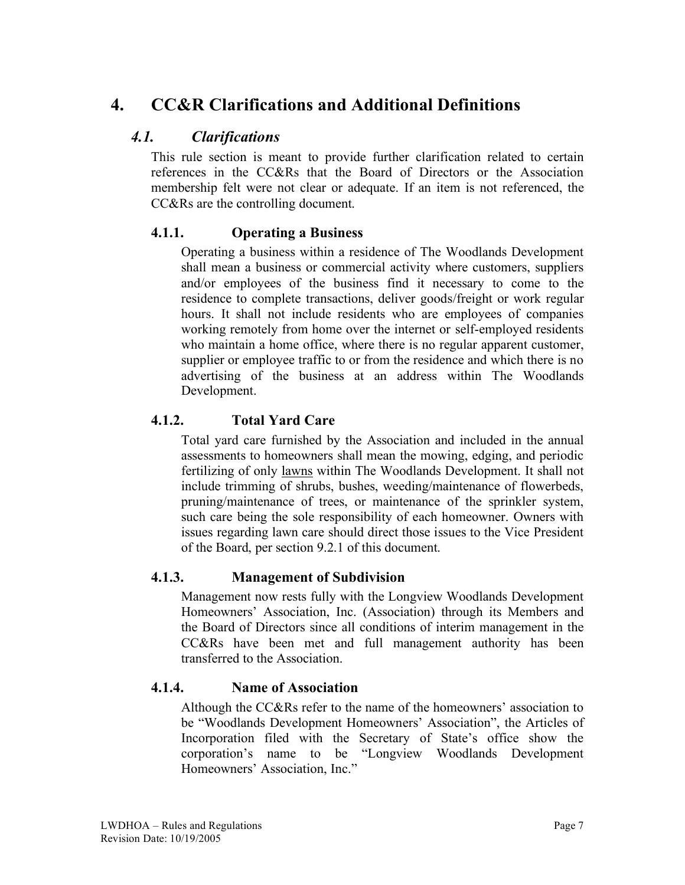# 4. CC&R Clarifications and Additional Definitions

## *4.1. Clarifications*

This rule section is meant to provide further clarification related to certain references in the CC&Rs that the Board of Directors or the Association membership felt were not clear or adequate. If an item is not referenced, the CC&Rs are the controlling document.

### 4.1.1. Operating a Business

Operating a business within a residence of The Woodlands Development shall mean a business or commercial activity where customers, suppliers and/or employees of the business find it necessary to come to the residence to complete transactions, deliver goods/freight or work regular hours. It shall not include residents who are employees of companies working remotely from home over the internet or self-employed residents who maintain a home office, where there is no regular apparent customer, supplier or employee traffic to or from the residence and which there is no advertising of the business at an address within The Woodlands Development.

### 4.1.2. Total Yard Care

Total yard care furnished by the Association and included in the annual assessments to homeowners shall mean the mowing, edging, and periodic fertilizing of only <u>lawns</u> within The Woodlands Development. It shall not include trimming of shrubs, bushes, weeding/maintenance of flowerbeds, pruning/maintenance of trees, or maintenance of the sprinkler system, such care being the sole responsibility of each homeowner. Owners with issues regarding lawn care should direct those issues to the Vice President of the Board, per section 9.2.1 of this document.

### 4.1.3. Management of Subdivision

Management now rests fully with the Longview Woodlands Development Homeowners' Association, Inc. (Association) through its Members and the Board of Directors since all conditions of interim management in the CC&Rs have been met and full management authority has been transferred to the Association.

### 4.1.4. Name of Association

Although the CC&Rs refer to the name of the homeowners' association to be "Woodlands Development Homeowners' Association", the Articles of Incorporation filed with the Secretary of State's office show the corporation's name to be "Longview Woodlands Development Homeowners' Association, Inc."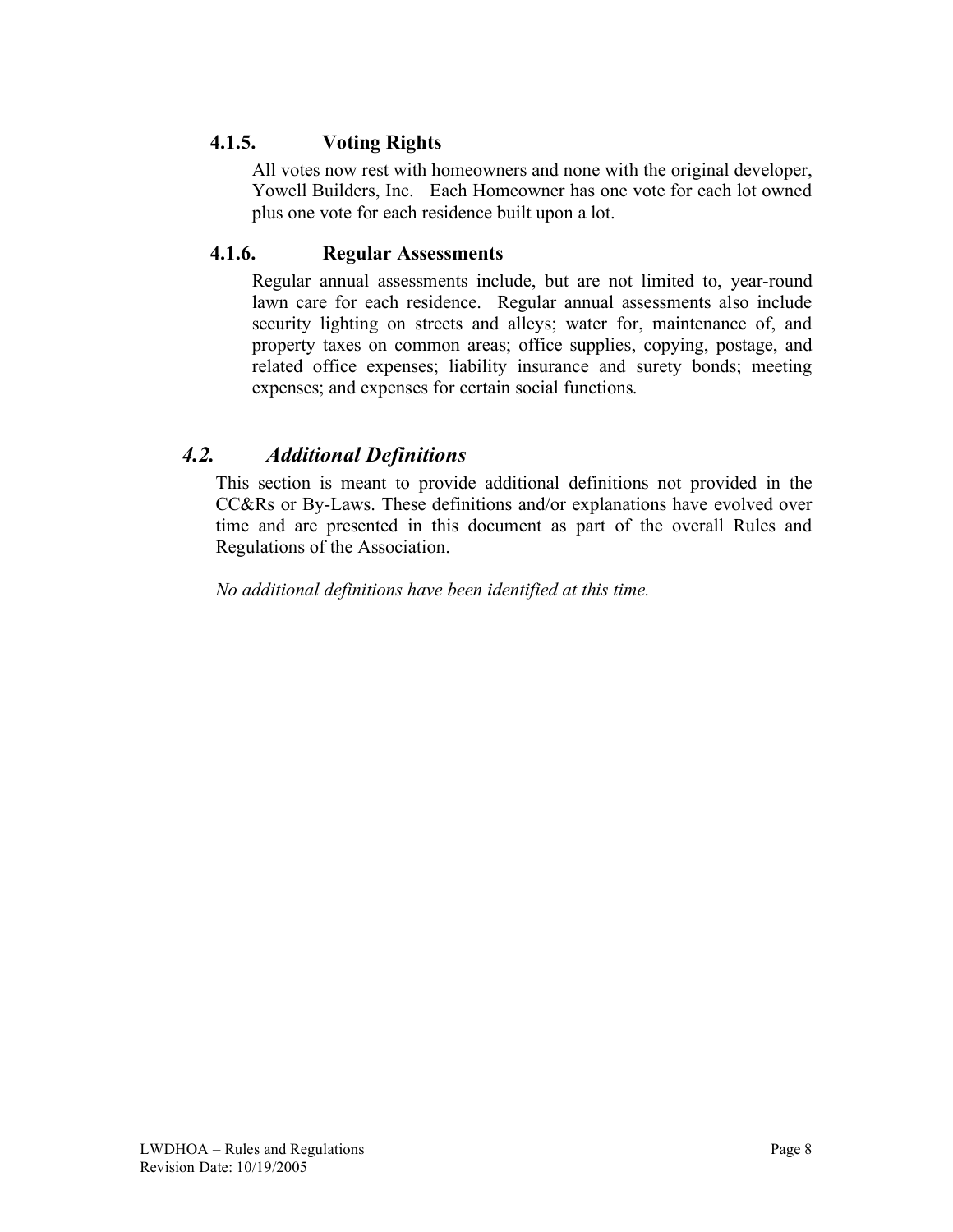### 4.1.5. Voting Rights

All votes now rest with homeowners and none with the original developer, Yowell Builders, Inc. Each Homeowner has one vote for each lot owned plus one vote for each residence built upon a lot.

### 4.1.6. Regular Assessments

Regular annual assessments include, but are not limited to, year-round lawn care for each residence. Regular annual assessments also include security lighting on streets and alleys; water for, maintenance of, and property taxes on common areas; office supplies, copying, postage, and related office expenses; liability insurance and surety bonds; meeting expenses; and expenses for certain social functions.

## *4.2. Additional Definitions*

This section is meant to provide additional definitions not provided in the CC&Rs or By-Laws. These definitions and/or explanations have evolved over time and are presented in this document as part of the overall Rules and Regulations of the Association.

*No additional definitions have been identified at this time.*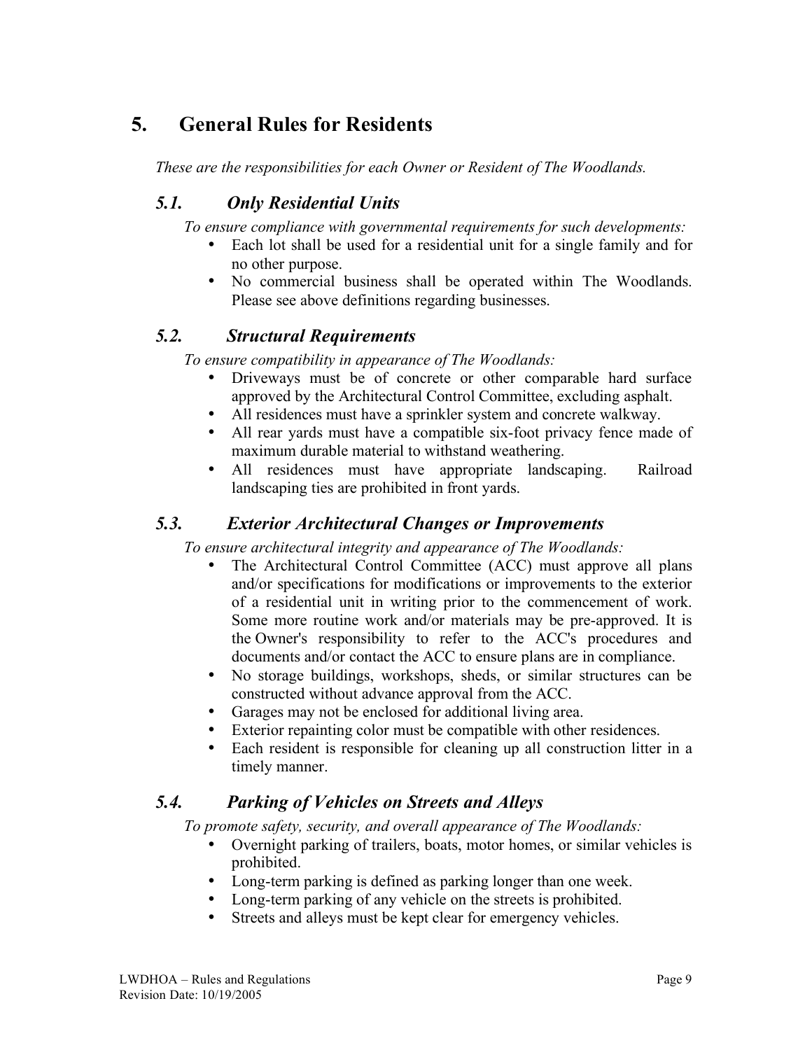# 5. General Rules for Residents

*These are the responsibilities for each Owner or Resident of The Woodlands.*

## *5.1. Only Residential Units*

*To ensure compliance with governmental requirements for such developments:*

- Each lot shall be used for a residential unit for a single family and for no other purpose.
- No commercial business shall be operated within The Woodlands. Please see above definitions regarding businesses.

## *5.2. Structural Requirements*

*To ensure compatibility in appearance of The Woodlands:*

- Driveways must be of concrete or other comparable hard surface approved by the Architectural Control Committee, excluding asphalt.
- All residences must have a sprinkler system and concrete walkway.
- All rear yards must have a compatible six-foot privacy fence made of maximum durable material to withstand weathering.
- All residences must have appropriate landscaping. Railroad landscaping ties are prohibited in front yards.

## *5.3. Exterior Architectural Changes or Improvements*

*To ensure architectural integrity and appearance of The Woodlands:*

- The Architectural Control Committee (ACC) must approve all plans and/or specifications for modifications or improvements to the exterior of a residential unit in writing prior to the commencement of work. Some more routine work and/or materials may be pre-approved. It is the Owner's responsibility to refer to the ACC's procedures and documents and/or contact the ACC to ensure plans are in compliance.
- No storage buildings, workshops, sheds, or similar structures can be constructed without advance approval from the ACC.
- Garages may not be enclosed for additional living area.
- Exterior repainting color must be compatible with other residences.
- Each resident is responsible for cleaning up all construction litter in a timely manner.

## *5.4. Parking of Vehicles on Streets and Alleys*

*To promote safety, security, and overall appearance of The Woodlands:*

- Overnight parking of trailers, boats, motor homes, or similar vehicles is prohibited.
- Long-term parking is defined as parking longer than one week.
- Long-term parking of any vehicle on the streets is prohibited.
- Streets and alleys must be kept clear for emergency vehicles.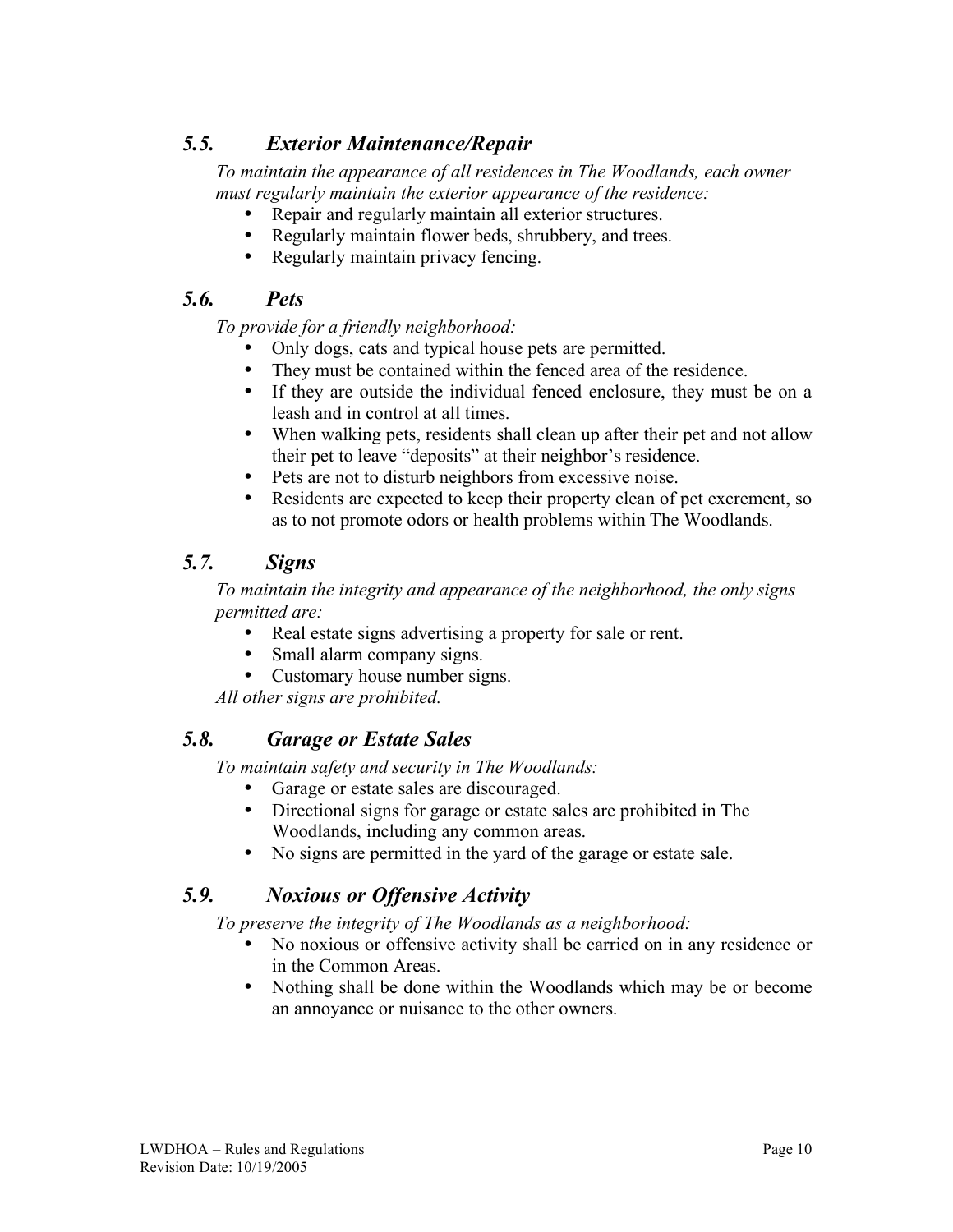## *5.5. Exterior Maintenance/Repair*

*To maintain the appearance of all residences in The Woodlands, each owner must regularly maintain the exterior appearance of the residence:*

- Repair and regularly maintain all exterior structures.
- Regularly maintain flower beds, shrubbery, and trees.
- Regularly maintain privacy fencing.

## *5.6. Pets*

*To provide for a friendly neighborhood:*

- Only dogs, cats and typical house pets are permitted.
- They must be contained within the fenced area of the residence.
- If they are outside the individual fenced enclosure, they must be on a leash and in control at all times.
- When walking pets, residents shall clean up after their pet and not allow their pet to leave "deposits" at their neighbor's residence.
- Pets are not to disturb neighbors from excessive noise.
- Residents are expected to keep their property clean of pet excrement, so as to not promote odors or health problems within The Woodlands.

## *5.7. Signs*

*To maintain the integrity and appearance of the neighborhood, the only signs permitted are:*

- Real estate signs advertising a property for sale or rent.
- Small alarm company signs.
- Customary house number signs.

*All other signs are prohibited.*

## *5.8. Garage or Estate Sales*

*To maintain safety and security in The Woodlands:*

- Garage or estate sales are discouraged.
- Directional signs for garage or estate sales are prohibited in The Woodlands, including any common areas.
- No signs are permitted in the yard of the garage or estate sale.

## *5.9. Noxious or Offensive Activity*

*To preserve the integrity of The Woodlands as a neighborhood:*

- No noxious or offensive activity shall be carried on in any residence or in the Common Areas.
- Nothing shall be done within the Woodlands which may be or become an annoyance or nuisance to the other owners.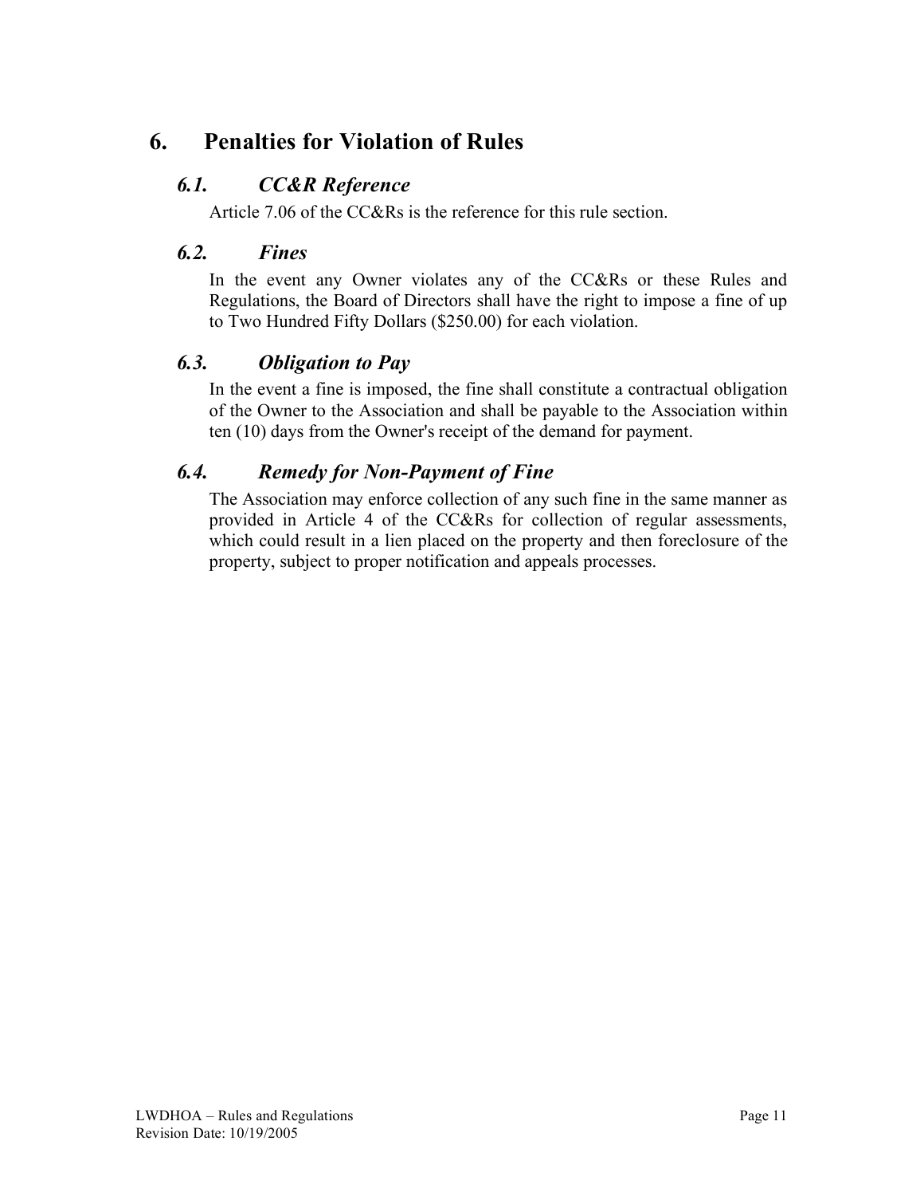# 6. Penalties for Violation of Rules

## *6.1. CC&R Reference*

Article 7.06 of the CC&Rs is the reference for this rule section.

## *6.2. Fines*

In the event any Owner violates any of the CC&Rs or these Rules and Regulations, the Board of Directors shall have the right to impose a fine of up to Two Hundred Fifty Dollars ($250.00) for each violation.

## *6.3. Obligation to Pay*

In the event a fine is imposed, the fine shall constitute a contractual obligation of the Owner to the Association and shall be payable to the Association within ten (10) days from the Owner's receipt of the demand for payment.

## *6.4. Remedy for Non-Payment of Fine*

The Association may enforce collection of any such fine in the same manner as provided in Article 4 of the CC&Rs for collection of regular assessments, which could result in a lien placed on the property and then foreclosure of the property, subject to proper notification and appeals processes.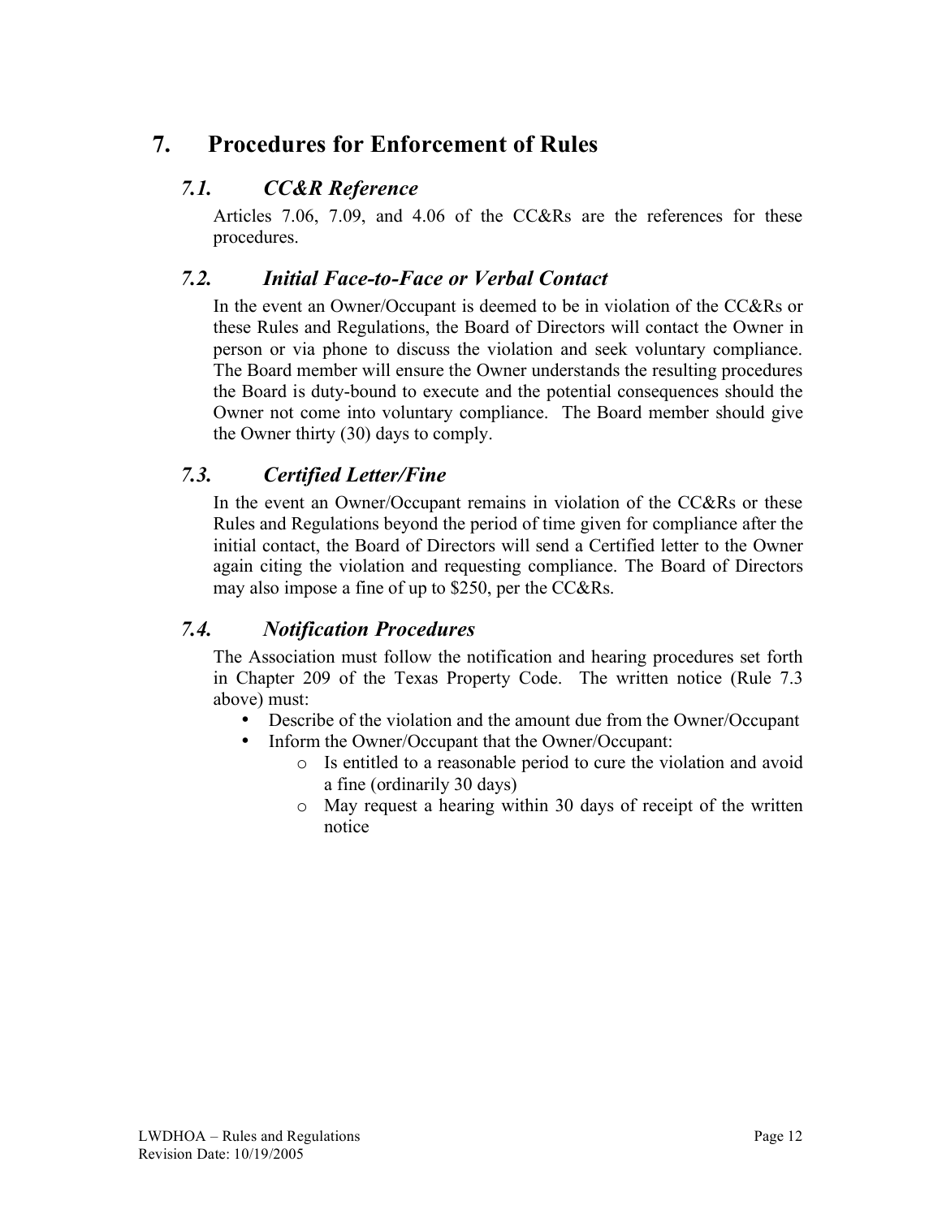## 7. Procedures for Enforcement of Rules

### *7.1. CC&R Reference*

Articles 7.06, 7.09, and 4.06 of the CC&Rs are the references for these procedures.

### *7.2. Initial Face-to-Face or Verbal Contact*

In the event an Owner/Occupant is deemed to be in violation of the CC&Rs or these Rules and Regulations, the Board of Directors will contact the Owner in person or via phone to discuss the violation and seek voluntary compliance. The Board member will ensure the Owner understands the resulting procedures the Board is duty-bound to execute and the potential consequences should the Owner not come into voluntary compliance. The Board member should give the Owner thirty (30) days to comply.

### *7.3. Certified Letter/Fine*

In the event an Owner/Occupant remains in violation of the CC&Rs or these Rules and Regulations beyond the period of time given for compliance after the initial contact, the Board of Directors will send a Certified letter to the Owner again citing the violation and requesting compliance. The Board of Directors may also impose a fine of up to $250, per the CC&Rs.

### *7.4. Notification Procedures*

The Association must follow the notification and hearing procedures set forth in Chapter 209 of the Texas Property Code. The written notice (Rule 7.3 above) must:

- Describe of the violation and the amount due from the Owner/Occupant
- Inform the Owner/Occupant that the Owner/Occupant:
  - Is entitled to a reasonable period to cure the violation and avoid a fine (ordinarily 30 days)
  - May request a hearing within 30 days of receipt of the written notice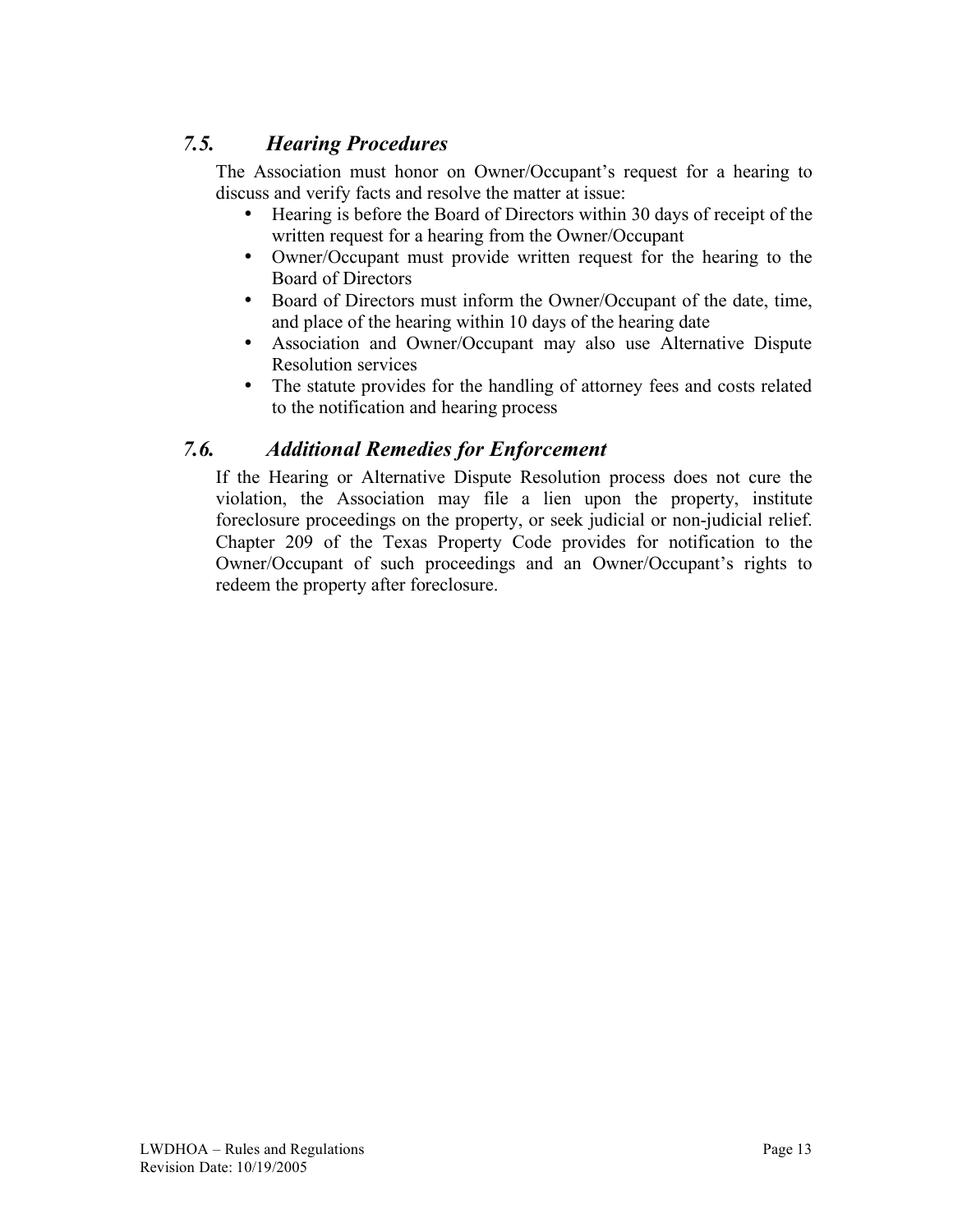### *7.5. Hearing Procedures*

The Association must honor on Owner/Occupant's request for a hearing to discuss and verify facts and resolve the matter at issue:

- Hearing is before the Board of Directors within 30 days of receipt of the written request for a hearing from the Owner/Occupant
- Owner/Occupant must provide written request for the hearing to the Board of Directors
- Board of Directors must inform the Owner/Occupant of the date, time, and place of the hearing within 10 days of the hearing date
- Association and Owner/Occupant may also use Alternative Dispute Resolution services
- The statute provides for the handling of attorney fees and costs related to the notification and hearing process

### *7.6. Additional Remedies for Enforcement*

If the Hearing or Alternative Dispute Resolution process does not cure the violation, the Association may file a lien upon the property, institute foreclosure proceedings on the property, or seek judicial or non-judicial relief. Chapter 209 of the Texas Property Code provides for notification to the Owner/Occupant of such proceedings and an Owner/Occupant's rights to redeem the property after foreclosure.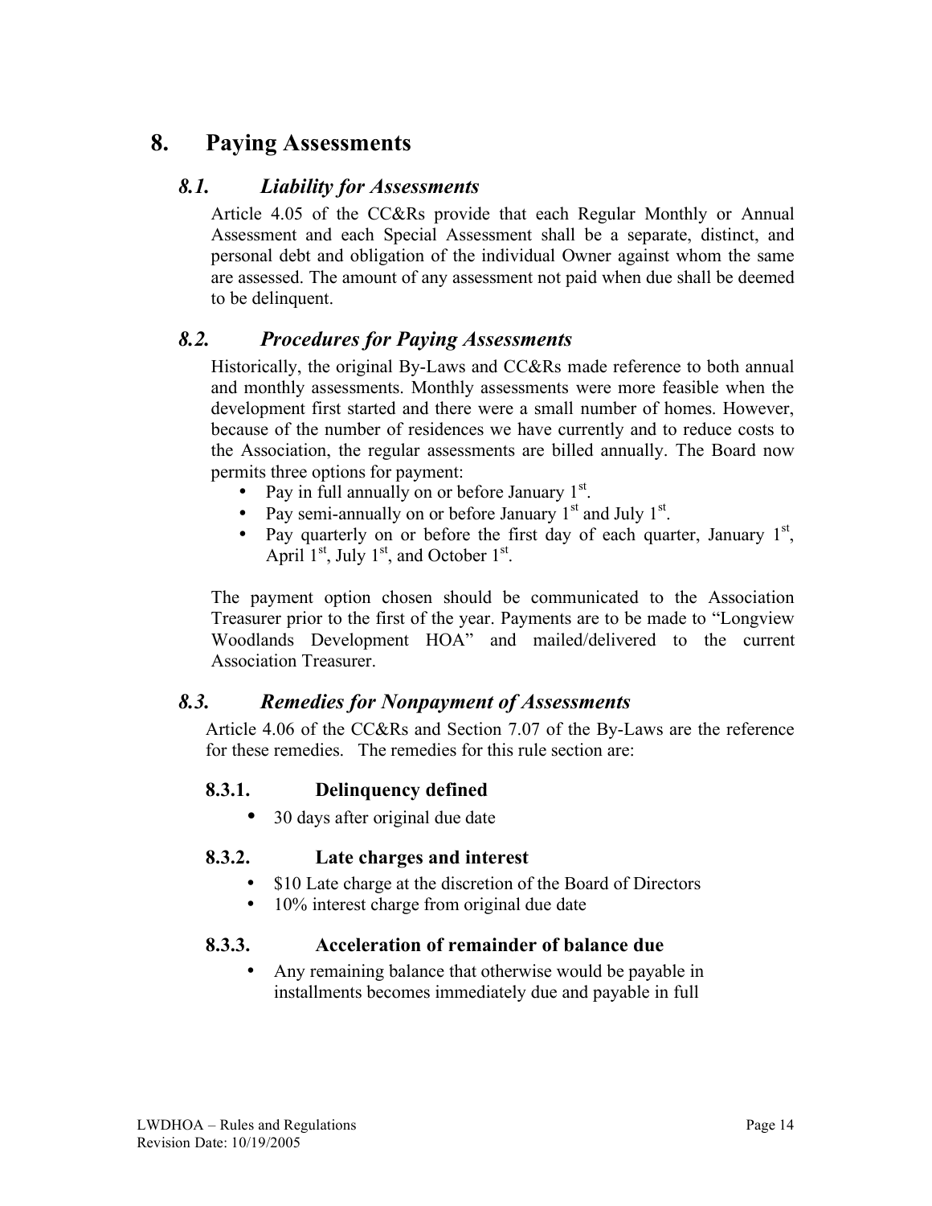# 8. Paying Assessments

## *8.1. Liability for Assessments*

Article 4.05 of the CC&Rs provide that each Regular Monthly or Annual Assessment and each Special Assessment shall be a separate, distinct, and personal debt and obligation of the individual Owner against whom the same are assessed. The amount of any assessment not paid when due shall be deemed to be delinquent.

## *8.2. Procedures for Paying Assessments*

Historically, the original By-Laws and CC&Rs made reference to both annual and monthly assessments. Monthly assessments were more feasible when the development first started and there were a small number of homes. However, because of the number of residences we have currently and to reduce costs to the Association, the regular assessments are billed annually. The Board now permits three options for payment:

- Pay in full annually on or before January 1st.
- Pay semi-annually on or before January 1st and July 1st.
- Pay quarterly on or before the first day of each quarter, January 1st, April 1st, July 1st, and October 1st.

The payment option chosen should be communicated to the Association Treasurer prior to the first of the year. Payments are to be made to "Longview Woodlands Development HOA" and mailed/delivered to the current Association Treasurer.

## *8.3. Remedies for Nonpayment of Assessments*

Article 4.06 of the CC&Rs and Section 7.07 of the By-Laws are the reference for these remedies. The remedies for this rule section are:

### 8.3.1. Delinquency defined

- 30 days after original due date

### 8.3.2. Late charges and interest

- $10 Late charge at the discretion of the Board of Directors
- 10% interest charge from original due date

### 8.3.3. Acceleration of remainder of balance due

- Any remaining balance that otherwise would be payable in installments becomes immediately due and payable in full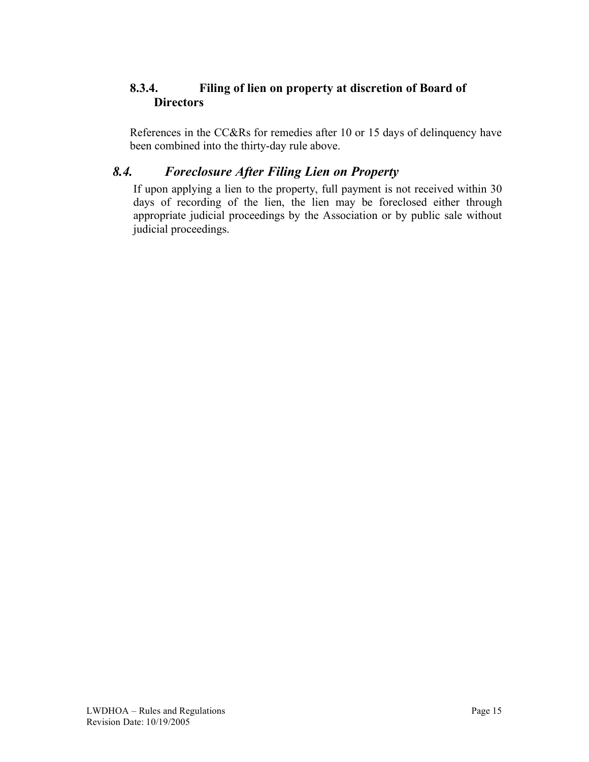#### 8.3.4. Filing of lien on property at discretion of Board of Directors

References in the CC&Rs for remedies after 10 or 15 days of delinquency have been combined into the thirty-day rule above.

### *8.4. Foreclosure After Filing Lien on Property*

If upon applying a lien to the property, full payment is not received within 30 days of recording of the lien, the lien may be foreclosed either through appropriate judicial proceedings by the Association or by public sale without judicial proceedings.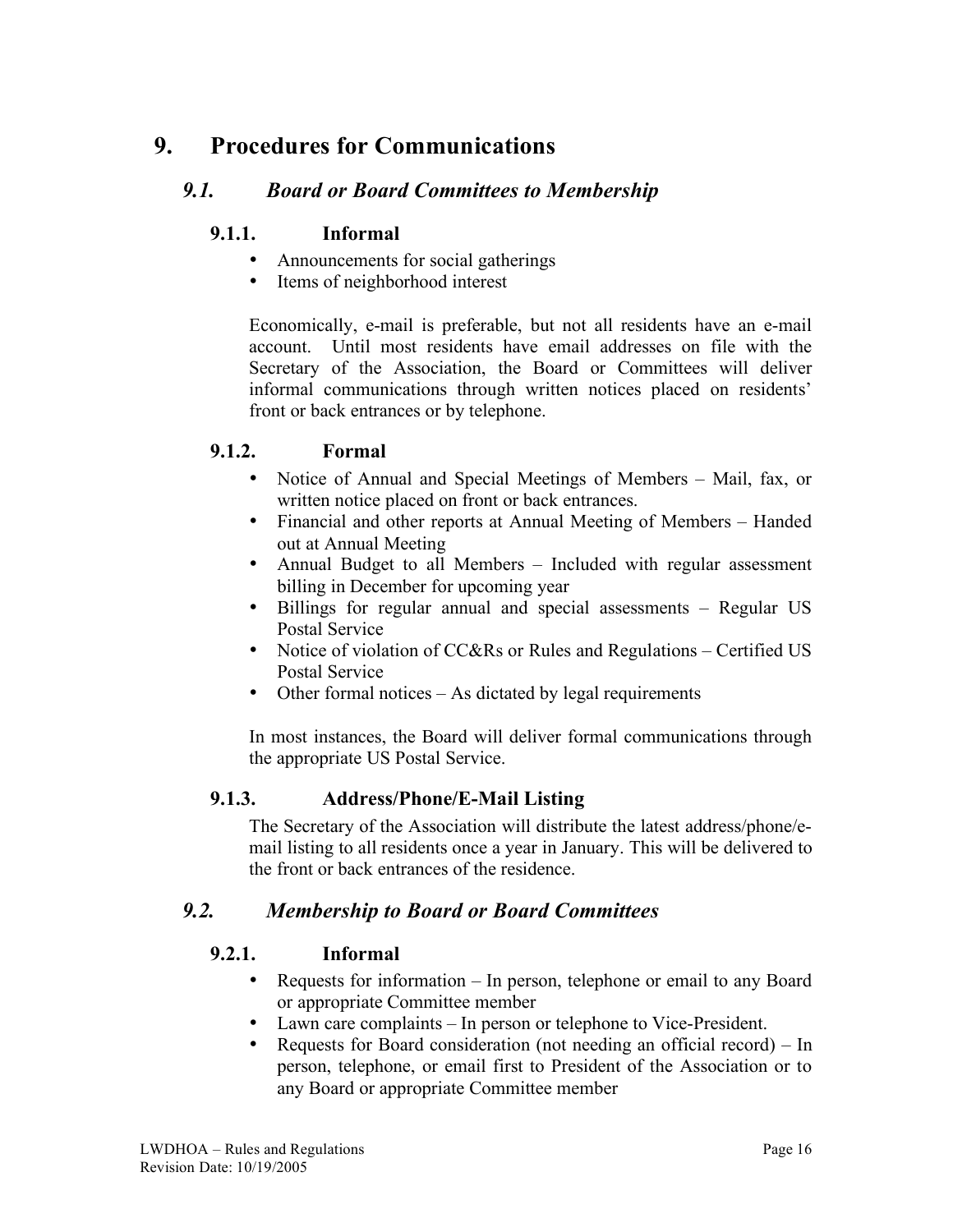# 9. Procedures for Communications

## *9.1. Board or Board Committees to Membership*

### 9.1.1. Informal

- Announcements for social gatherings
- Items of neighborhood interest

Economically, e-mail is preferable, but not all residents have an e-mail account. Until most residents have email addresses on file with the Secretary of the Association, the Board or Committees will deliver informal communications through written notices placed on residents' front or back entrances or by telephone.

### 9.1.2. Formal

- Notice of Annual and Special Meetings of Members – Mail, fax, or written notice placed on front or back entrances.
- Financial and other reports at Annual Meeting of Members – Handed out at Annual Meeting
- Annual Budget to all Members – Included with regular assessment billing in December for upcoming year
- Billings for regular annual and special assessments – Regular US Postal Service
- Notice of violation of CC&Rs or Rules and Regulations – Certified US Postal Service
- Other formal notices – As dictated by legal requirements

In most instances, the Board will deliver formal communications through the appropriate US Postal Service.

### 9.1.3. Address/Phone/E-Mail Listing

The Secretary of the Association will distribute the latest address/phone/e-mail listing to all residents once a year in January. This will be delivered to the front or back entrances of the residence.

## *9.2. Membership to Board or Board Committees*

### 9.2.1. Informal

- Requests for information – In person, telephone or email to any Board or appropriate Committee member
- Lawn care complaints – In person or telephone to Vice-President.
- Requests for Board consideration (not needing an official record) – In person, telephone, or email first to President of the Association or to any Board or appropriate Committee member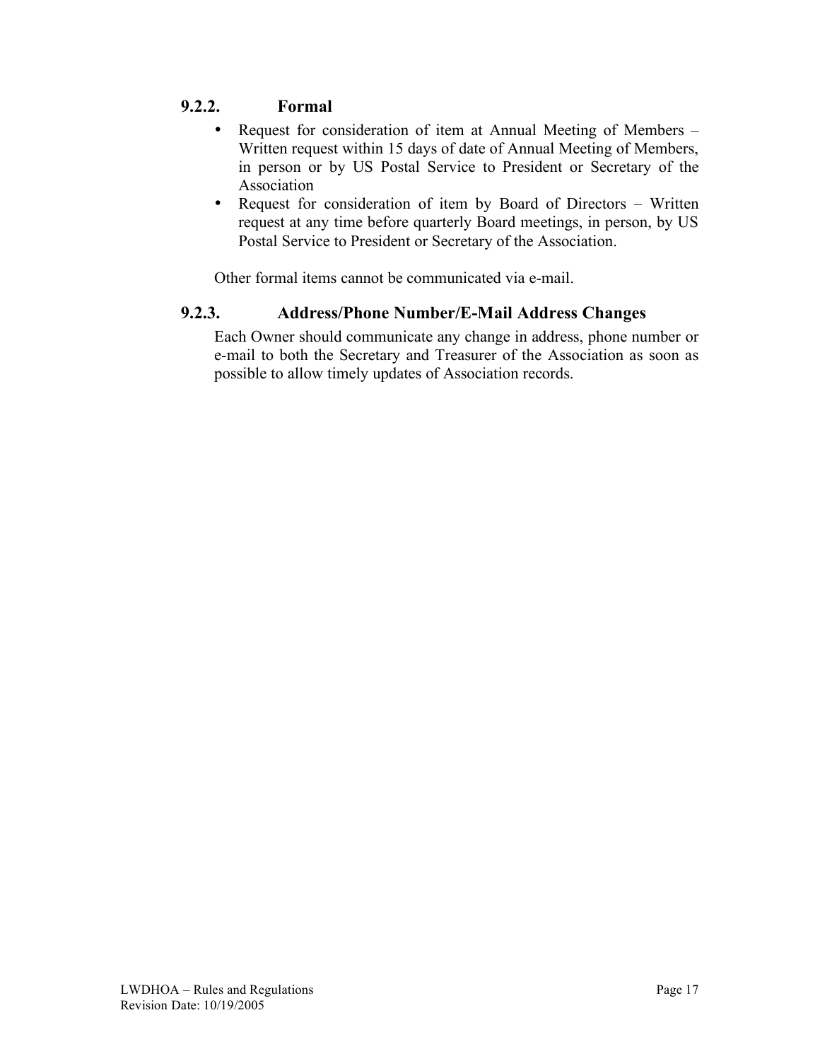#### 9.2.2. Formal

- Request for consideration of item at Annual Meeting of Members – Written request within 15 days of date of Annual Meeting of Members, in person or by US Postal Service to President or Secretary of the Association
- Request for consideration of item by Board of Directors – Written request at any time before quarterly Board meetings, in person, by US Postal Service to President or Secretary of the Association.

Other formal items cannot be communicated via e-mail.

#### 9.2.3. Address/Phone Number/E-Mail Address Changes

Each Owner should communicate any change in address, phone number or e-mail to both the Secretary and Treasurer of the Association as soon as possible to allow timely updates of Association records.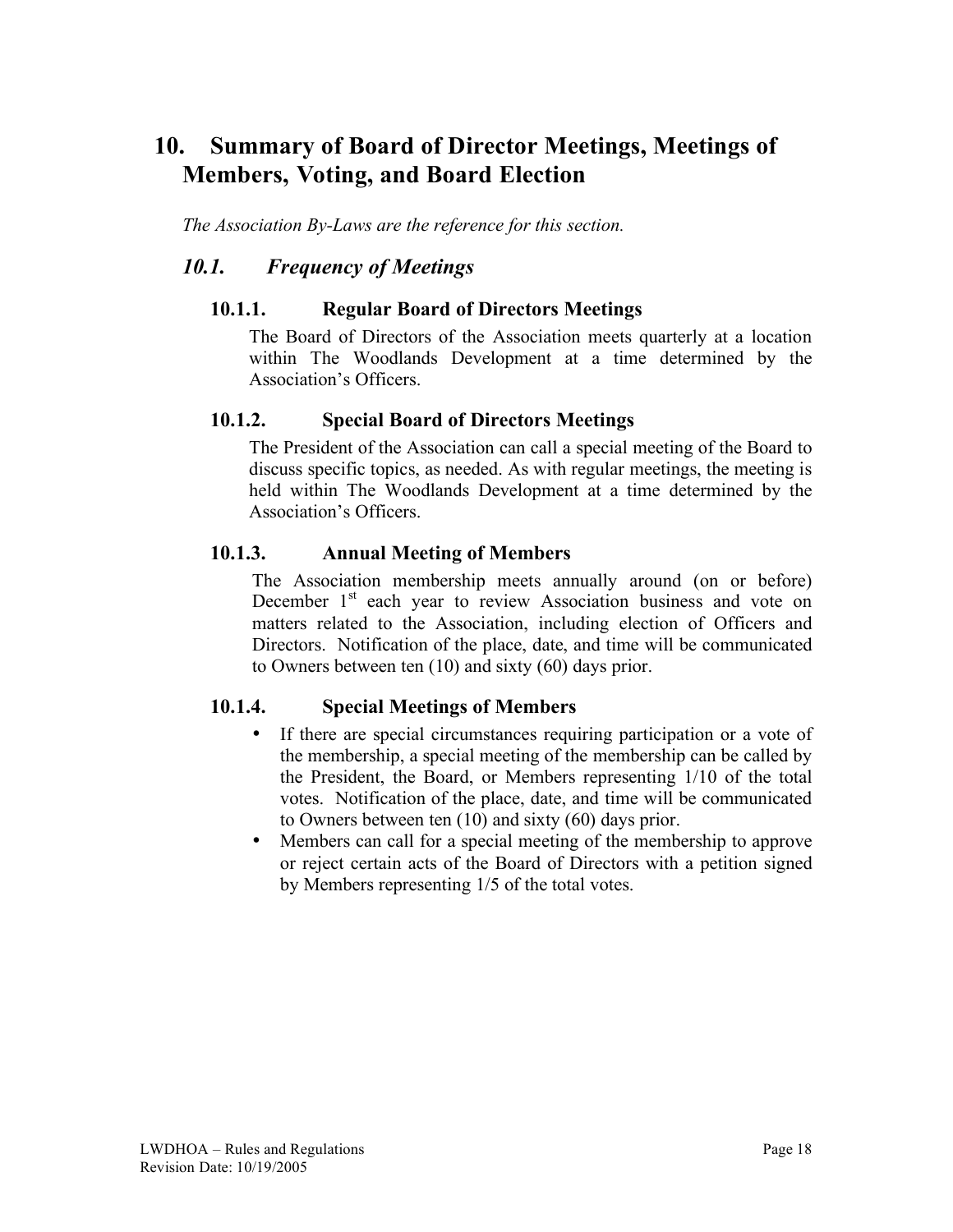# 10. Summary of Board of Director Meetings, Meetings of Members, Voting, and Board Election

*The Association By-Laws are the reference for this section.*

## *10.1. Frequency of Meetings*

### 10.1.1. Regular Board of Directors Meetings

The Board of Directors of the Association meets quarterly at a location within The Woodlands Development at a time determined by the Association's Officers.

### 10.1.2. Special Board of Directors Meetings

The President of the Association can call a special meeting of the Board to discuss specific topics, as needed. As with regular meetings, the meeting is held within The Woodlands Development at a time determined by the Association's Officers.

### 10.1.3. Annual Meeting of Members

The Association membership meets annually around (on or before) December 1st each year to review Association business and vote on matters related to the Association, including election of Officers and Directors. Notification of the place, date, and time will be communicated to Owners between ten (10) and sixty (60) days prior.

### 10.1.4. Special Meetings of Members

- If there are special circumstances requiring participation or a vote of the membership, a special meeting of the membership can be called by the President, the Board, or Members representing 1/10 of the total votes. Notification of the place, date, and time will be communicated to Owners between ten (10) and sixty (60) days prior.
- Members can call for a special meeting of the membership to approve or reject certain acts of the Board of Directors with a petition signed by Members representing 1/5 of the total votes.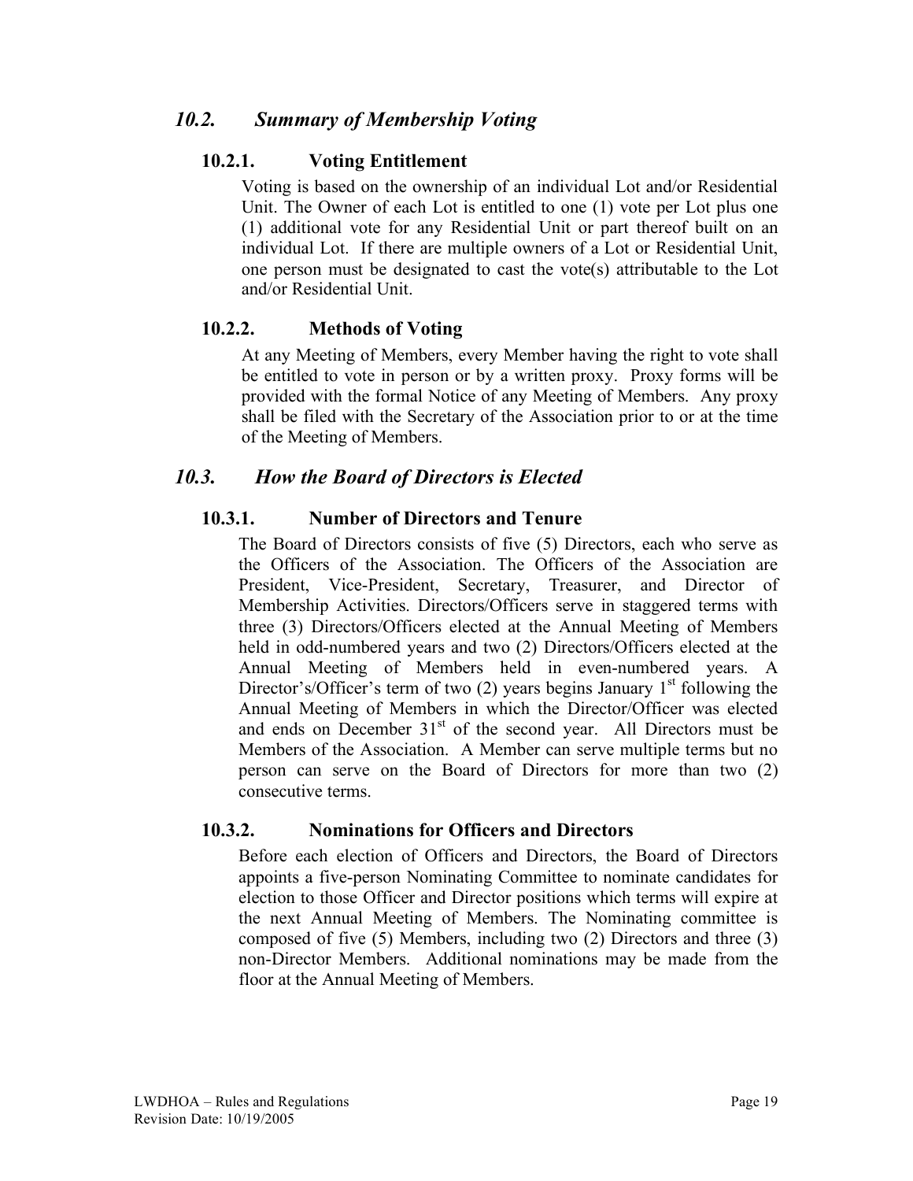## *10.2. Summary of Membership Voting*

### 10.2.1. Voting Entitlement

Voting is based on the ownership of an individual Lot and/or Residential Unit. The Owner of each Lot is entitled to one (1) vote per Lot plus one (1) additional vote for any Residential Unit or part thereof built on an individual Lot. If there are multiple owners of a Lot or Residential Unit, one person must be designated to cast the vote(s) attributable to the Lot and/or Residential Unit.

### 10.2.2. Methods of Voting

At any Meeting of Members, every Member having the right to vote shall be entitled to vote in person or by a written proxy. Proxy forms will be provided with the formal Notice of any Meeting of Members. Any proxy shall be filed with the Secretary of the Association prior to or at the time of the Meeting of Members.

## *10.3. How the Board of Directors is Elected*

### 10.3.1. Number of Directors and Tenure

The Board of Directors consists of five (5) Directors, each who serve as the Officers of the Association. The Officers of the Association are President, Vice-President, Secretary, Treasurer, and Director of Membership Activities. Directors/Officers serve in staggered terms with three (3) Directors/Officers elected at the Annual Meeting of Members held in odd-numbered years and two (2) Directors/Officers elected at the Annual Meeting of Members held in even-numbered years. A Director's/Officer's term of two (2) years begins January 1st following the Annual Meeting of Members in which the Director/Officer was elected and ends on December 31st of the second year. All Directors must be Members of the Association. A Member can serve multiple terms but no person can serve on the Board of Directors for more than two (2) consecutive terms.

### 10.3.2. Nominations for Officers and Directors

Before each election of Officers and Directors, the Board of Directors appoints a five-person Nominating Committee to nominate candidates for election to those Officer and Director positions which terms will expire at the next Annual Meeting of Members. The Nominating committee is composed of five (5) Members, including two (2) Directors and three (3) non-Director Members. Additional nominations may be made from the floor at the Annual Meeting of Members.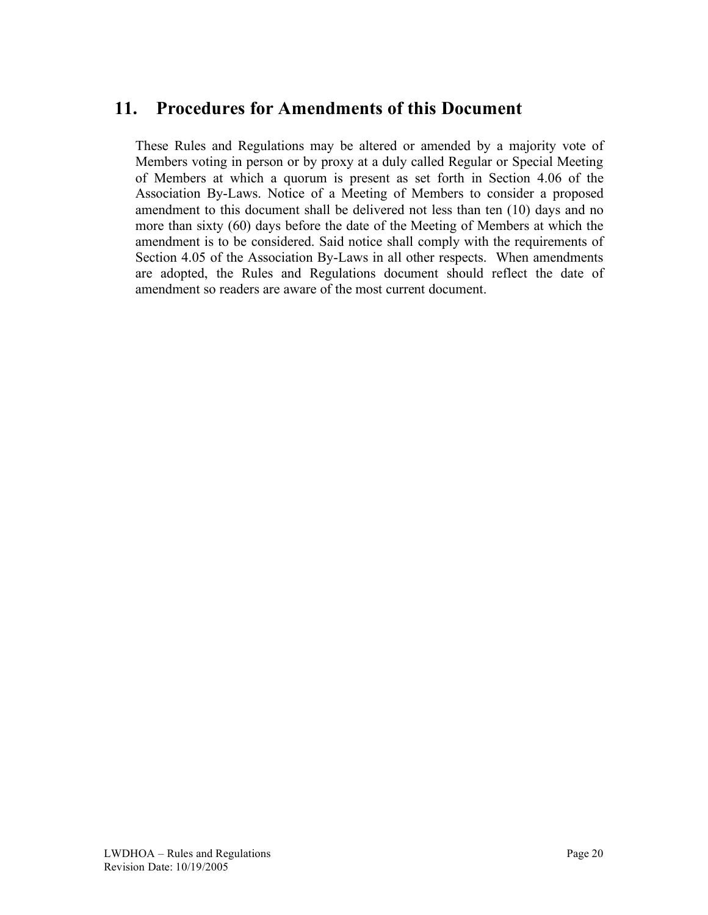## 11. Procedures for Amendments of this Document

These Rules and Regulations may be altered or amended by a majority vote of Members voting in person or by proxy at a duly called Regular or Special Meeting of Members at which a quorum is present as set forth in Section 4.06 of the Association By-Laws. Notice of a Meeting of Members to consider a proposed amendment to this document shall be delivered not less than ten (10) days and no more than sixty (60) days before the date of the Meeting of Members at which the amendment is to be considered. Said notice shall comply with the requirements of Section 4.05 of the Association By-Laws in all other respects. When amendments are adopted, the Rules and Regulations document should reflect the date of amendment so readers are aware of the most current document.